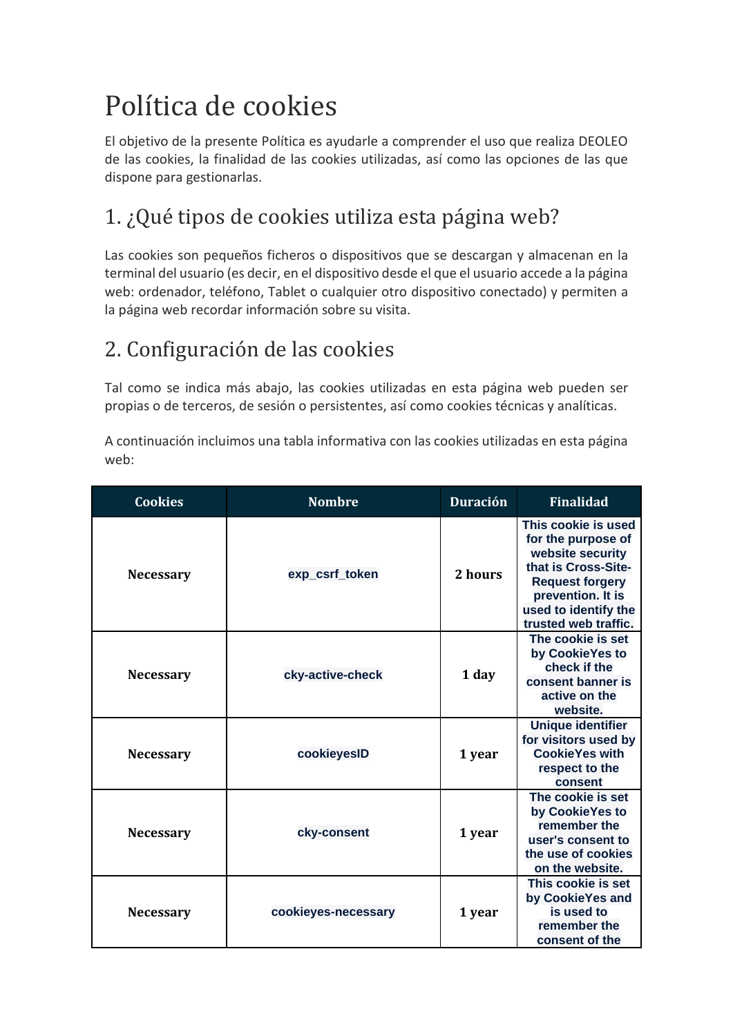# Política de cookies

El objetivo de la presente Política es ayudarle a comprender el uso que realiza DEOLEO de las cookies, la finalidad de las cookies utilizadas, así como las opciones de las que dispone para gestionarlas.

## 1. ¿Qué tipos de cookies utiliza esta página web?

Las cookies son pequeños ficheros o dispositivos que se descargan y almacenan en la terminal del usuario (es decir, en el dispositivo desde el que el usuario accede a la página web: ordenador, teléfono, Tablet o cualquier otro dispositivo conectado) y permiten a la página web recordar información sobre su visita.

## 2. Configuración de las cookies

Tal como se indica más abajo, las cookies utilizadas en esta página web pueden ser propias o de terceros, de sesión o persistentes, así como cookies técnicas y analíticas.

A continuación incluimos una tabla informativa con las cookies utilizadas en esta página web:

| Cookies | Nombre | Duración | Finalidad |
|---|---|---|---|
| Necessary | exp_csrf_token | 2 hours | This cookie is used for the purpose of website security that is Cross-Site-Request forgery prevention. It is used to identify the trusted web traffic. |
| Necessary | cky-active-check | 1 day | The cookie is set by CookieYes to check if the consent banner is active on the website. |
| Necessary | cookieyesID | 1 year | Unique identifier for visitors used by CookieYes with respect to the consent |
| Necessary | cky-consent | 1 year | The cookie is set by CookieYes to remember the user's consent to the use of cookies on the website. |
| Necessary | cookieyes-necessary | 1 year | This cookie is set by CookieYes and is used to remember the consent of the |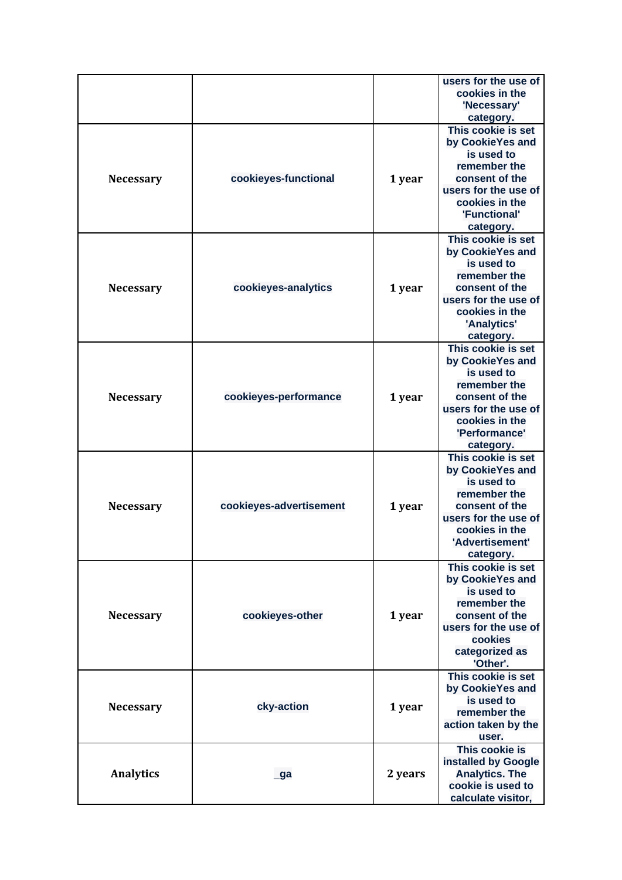| | | | users for the use of cookies in the 'Necessary' category. |
|---|---|---|---|
| Necessary | cookieyes-functional | 1 year | This cookie is set by CookieYes and is used to remember the consent of the users for the use of cookies in the 'Functional' category. |
| Necessary | cookieyes-analytics | 1 year | This cookie is set by CookieYes and is used to remember the consent of the users for the use of cookies in the 'Analytics' category. |
| Necessary | cookieyes-performance | 1 year | This cookie is set by CookieYes and is used to remember the consent of the users for the use of cookies in the 'Performance' category. |
| Necessary | cookieyes-advertisement | 1 year | This cookie is set by CookieYes and is used to remember the consent of the users for the use of cookies in the 'Advertisement' category. |
| Necessary | cookieyes-other | 1 year | This cookie is set by CookieYes and is used to remember the consent of the users for the use of cookies categorized as 'Other'. |
| Necessary | cky-action | 1 year | This cookie is set by CookieYes and is used to remember the action taken by the user. |
| Analytics | _ga | 2 years | This cookie is installed by Google Analytics. The cookie is used to calculate visitor, |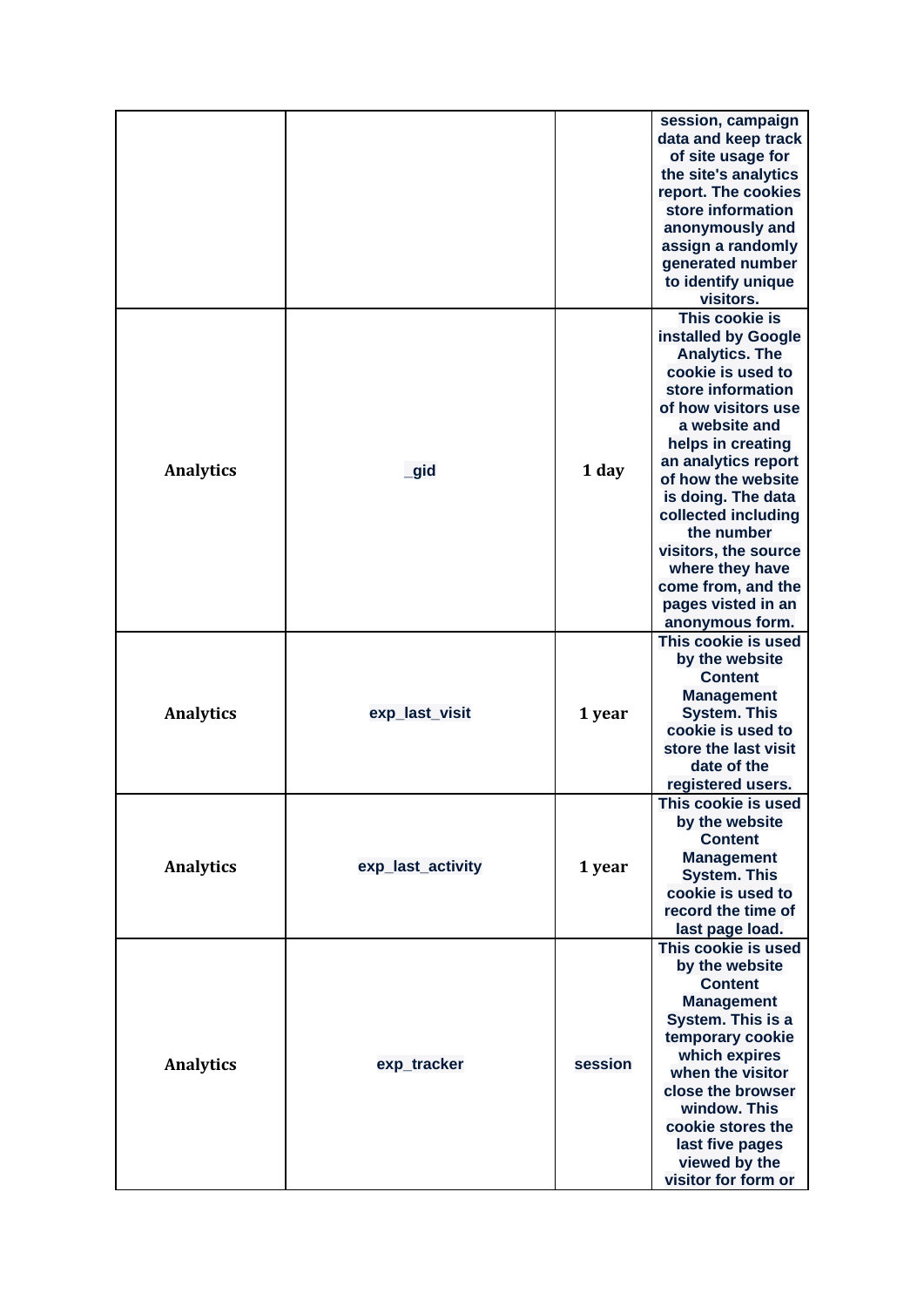| | | | |
|---|---|---|---|
| | | | session, campaign data and keep track of site usage for the site's analytics report. The cookies store information anonymously and assign a randomly generated number to identify unique visitors. |
| **Analytics** | _gid | **1 day** | This cookie is installed by Google Analytics. The cookie is used to store information of how visitors use a website and helps in creating an analytics report of how the website is doing. The data collected including the number visitors, the source where they have come from, and the pages visted in an anonymous form. |
| **Analytics** | exp_last_visit | **1 year** | This cookie is used by the website Content Management System. This cookie is used to store the last visit date of the registered users. |
| **Analytics** | exp_last_activity | **1 year** | This cookie is used by the website Content Management System. This cookie is used to record the time of last page load. |
| **Analytics** | exp_tracker | session | This cookie is used by the website Content Management System. This is a temporary cookie which expires when the visitor close the browser window. This cookie stores the last five pages viewed by the visitor for form or |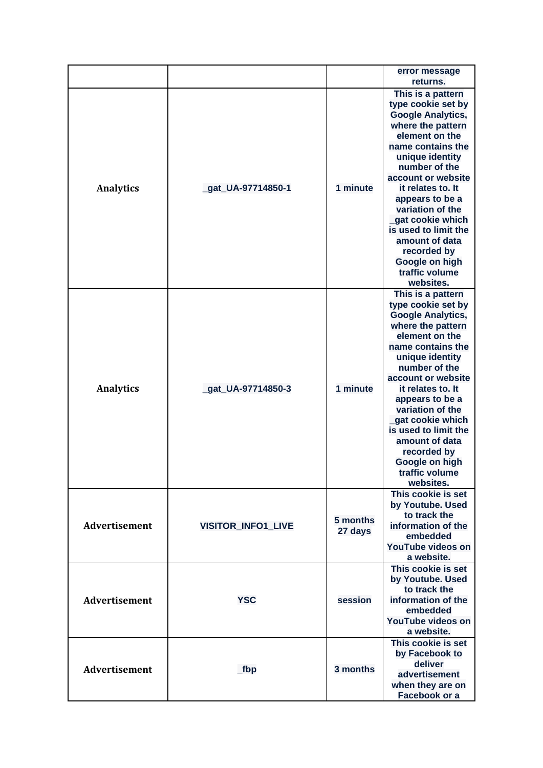| | | | error message returns. |
|---|---|---|---|
| **Analytics** | _gat_UA-97714850-1 | 1 minute | This is a pattern type cookie set by Google Analytics, where the pattern element on the name contains the unique identity number of the account or website it relates to. It appears to be a variation of the _gat cookie which is used to limit the amount of data recorded by Google on high traffic volume websites. |
| **Analytics** | _gat_UA-97714850-3 | 1 minute | This is a pattern type cookie set by Google Analytics, where the pattern element on the name contains the unique identity number of the account or website it relates to. It appears to be a variation of the _gat cookie which is used to limit the amount of data recorded by Google on high traffic volume websites. |
| **Advertisement** | VISITOR_INFO1_LIVE | 5 months 27 days | This cookie is set by Youtube. Used to track the information of the embedded YouTube videos on a website. |
| **Advertisement** | YSC | session | This cookie is set by Youtube. Used to track the information of the embedded YouTube videos on a website. |
| **Advertisement** | _fbp | 3 months | This cookie is set by Facebook to deliver advertisement when they are on Facebook or a |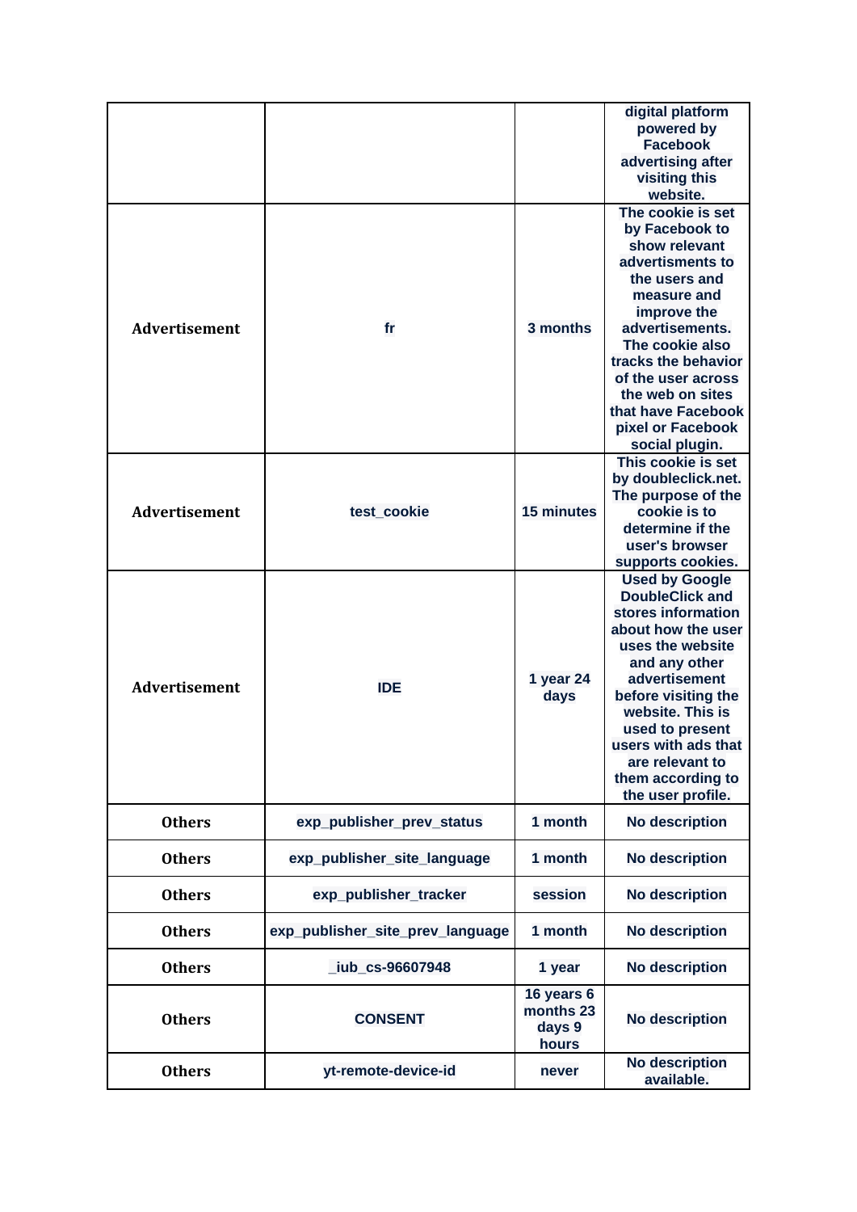| | | | |
|---|---|---|---|
| | | | digital platform powered by Facebook advertising after visiting this website. |
| Advertisement | fr | 3 months | The cookie is set by Facebook to show relevant advertisments to the users and measure and improve the advertisements. The cookie also tracks the behavior of the user across the web on sites that have Facebook pixel or Facebook social plugin. |
| Advertisement | test_cookie | 15 minutes | This cookie is set by doubleclick.net. The purpose of the cookie is to determine if the user's browser supports cookies. |
| Advertisement | IDE | 1 year 24 days | Used by Google DoubleClick and stores information about how the user uses the website and any other advertisement before visiting the website. This is used to present users with ads that are relevant to them according to the user profile. |
| Others | exp_publisher_prev_status | 1 month | No description |
| Others | exp_publisher_site_language | 1 month | No description |
| Others | exp_publisher_tracker | session | No description |
| Others | exp_publisher_site_prev_language | 1 month | No description |
| Others | _iub_cs-96607948 | 1 year | No description |
| Others | CONSENT | 16 years 6 months 23 days 9 hours | No description |
| Others | yt-remote-device-id | never | No description available. |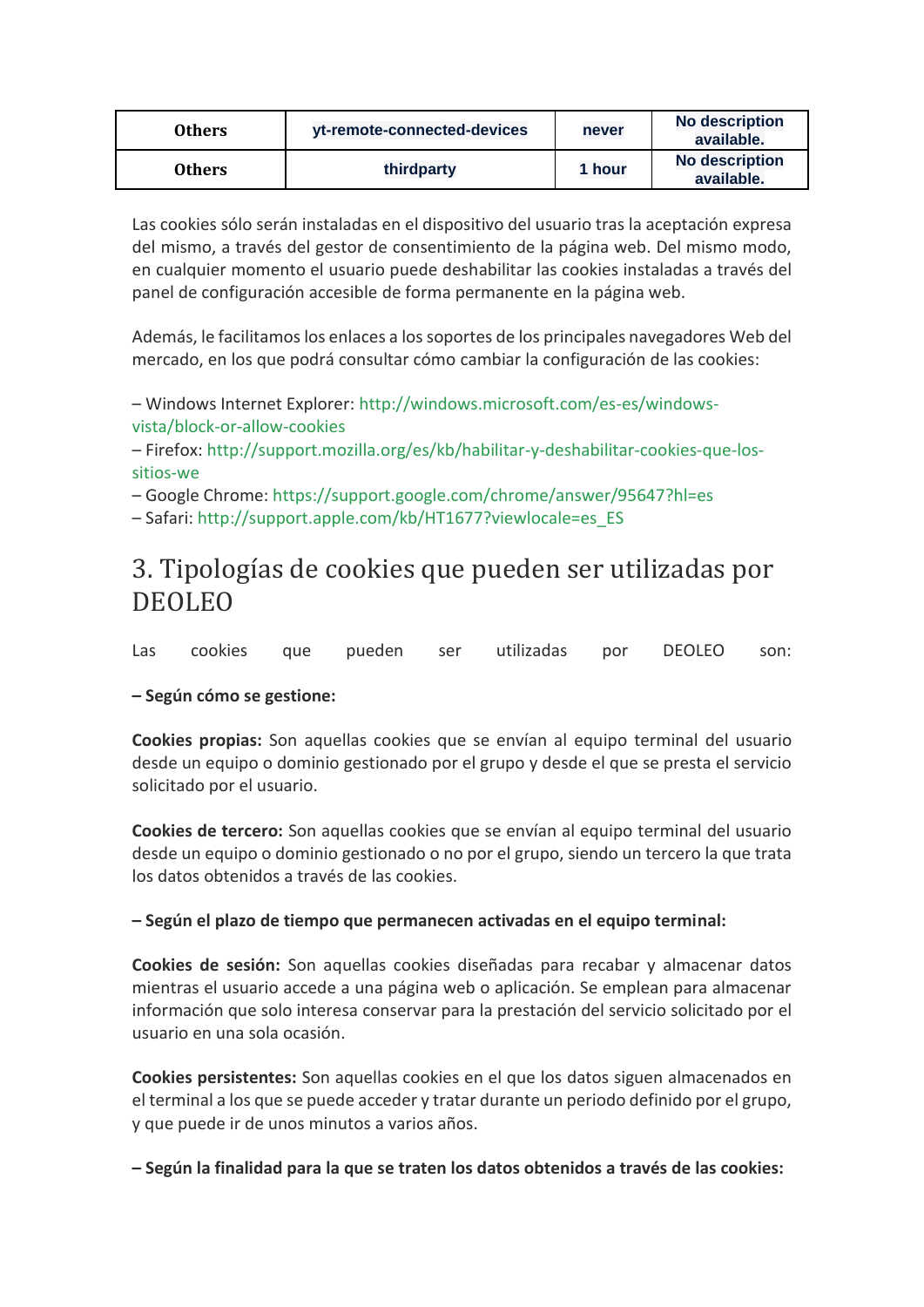| Others | yt-remote-connected-devices | never | No description available. |
|---|---|---|---|
| Others | thirdparty | 1 hour | No description available. |

Las cookies sólo serán instaladas en el dispositivo del usuario tras la aceptación expresa del mismo, a través del gestor de consentimiento de la página web. Del mismo modo, en cualquier momento el usuario puede deshabilitar las cookies instaladas a través del panel de configuración accesible de forma permanente en la página web.

Además, le facilitamos los enlaces a los soportes de los principales navegadores Web del mercado, en los que podrá consultar cómo cambiar la configuración de las cookies:

– Windows Internet Explorer: http://windows.microsoft.com/es-es/windows-vista/block-or-allow-cookies
– Firefox: http://support.mozilla.org/es/kb/habilitar-y-deshabilitar-cookies-que-los-sitios-we
– Google Chrome: https://support.google.com/chrome/answer/95647?hl=es
– Safari: http://support.apple.com/kb/HT1677?viewlocale=es_ES

## 3. Tipologías de cookies que pueden ser utilizadas por DEOLEO

Las cookies que pueden ser utilizadas por DEOLEO son:

**– Según cómo se gestione:**

**Cookies propias:** Son aquellas cookies que se envían al equipo terminal del usuario desde un equipo o dominio gestionado por el grupo y desde el que se presta el servicio solicitado por el usuario.

**Cookies de tercero:** Son aquellas cookies que se envían al equipo terminal del usuario desde un equipo o dominio gestionado o no por el grupo, siendo un tercero la que trata los datos obtenidos a través de las cookies.

**– Según el plazo de tiempo que permanecen activadas en el equipo terminal:**

**Cookies de sesión:** Son aquellas cookies diseñadas para recabar y almacenar datos mientras el usuario accede a una página web o aplicación. Se emplean para almacenar información que solo interesa conservar para la prestación del servicio solicitado por el usuario en una sola ocasión.

**Cookies persistentes:** Son aquellas cookies en el que los datos siguen almacenados en el terminal a los que se puede acceder y tratar durante un periodo definido por el grupo, y que puede ir de unos minutos a varios años.

**– Según la finalidad para la que se traten los datos obtenidos a través de las cookies:**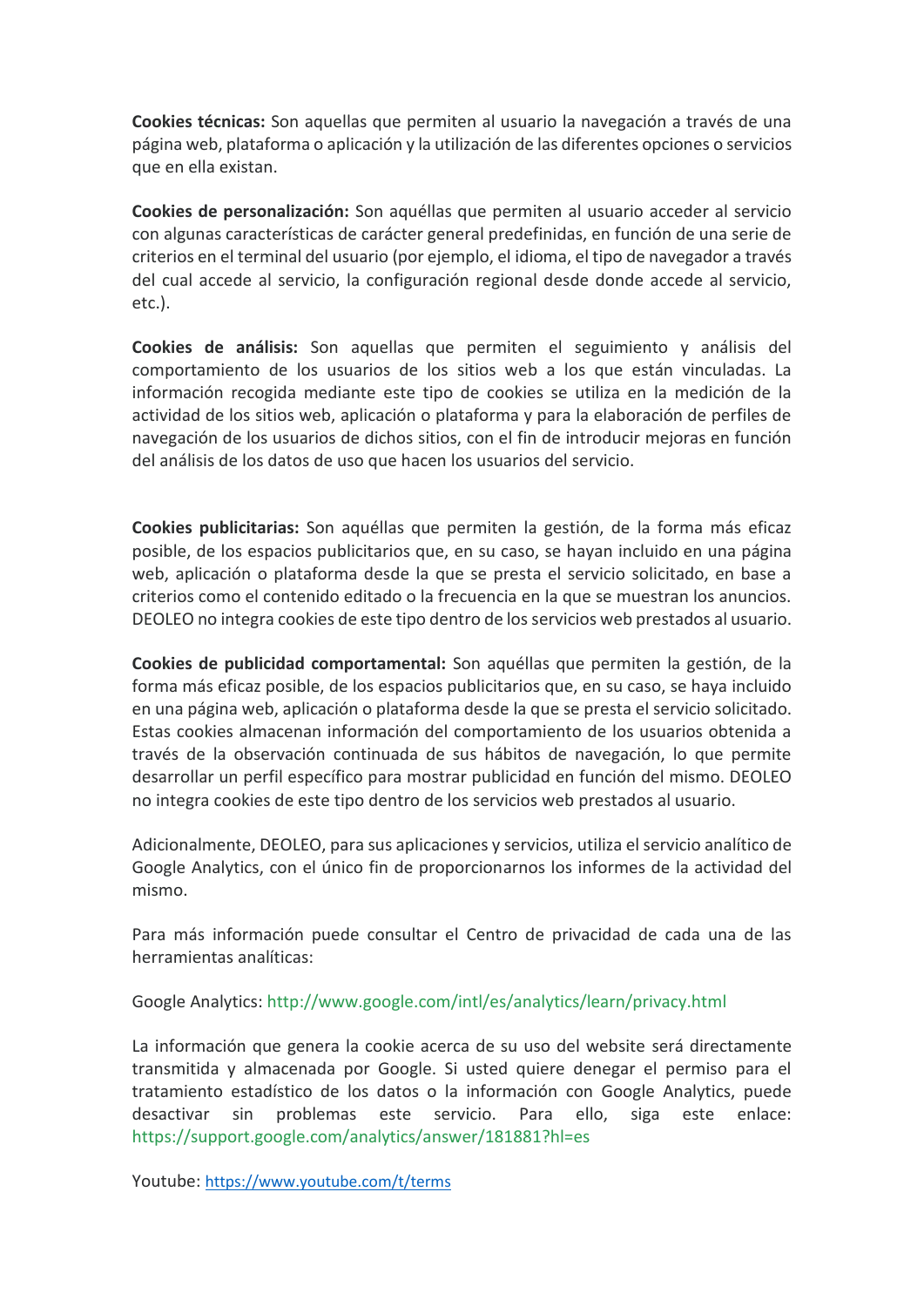**Cookies técnicas:** Son aquellas que permiten al usuario la navegación a través de una página web, plataforma o aplicación y la utilización de las diferentes opciones o servicios que en ella existan.

**Cookies de personalización:** Son aquéllas que permiten al usuario acceder al servicio con algunas características de carácter general predefinidas, en función de una serie de criterios en el terminal del usuario (por ejemplo, el idioma, el tipo de navegador a través del cual accede al servicio, la configuración regional desde donde accede al servicio, etc.).

**Cookies de análisis:** Son aquellas que permiten el seguimiento y análisis del comportamiento de los usuarios de los sitios web a los que están vinculadas. La información recogida mediante este tipo de cookies se utiliza en la medición de la actividad de los sitios web, aplicación o plataforma y para la elaboración de perfiles de navegación de los usuarios de dichos sitios, con el fin de introducir mejoras en función del análisis de los datos de uso que hacen los usuarios del servicio.

**Cookies publicitarias:** Son aquéllas que permiten la gestión, de la forma más eficaz posible, de los espacios publicitarios que, en su caso, se hayan incluido en una página web, aplicación o plataforma desde la que se presta el servicio solicitado, en base a criterios como el contenido editado o la frecuencia en la que se muestran los anuncios. DEOLEO no integra cookies de este tipo dentro de los servicios web prestados al usuario.

**Cookies de publicidad comportamental:** Son aquéllas que permiten la gestión, de la forma más eficaz posible, de los espacios publicitarios que, en su caso, se haya incluido en una página web, aplicación o plataforma desde la que se presta el servicio solicitado. Estas cookies almacenan información del comportamiento de los usuarios obtenida a través de la observación continuada de sus hábitos de navegación, lo que permite desarrollar un perfil específico para mostrar publicidad en función del mismo. DEOLEO no integra cookies de este tipo dentro de los servicios web prestados al usuario.

Adicionalmente, DEOLEO, para sus aplicaciones y servicios, utiliza el servicio analítico de Google Analytics, con el único fin de proporcionarnos los informes de la actividad del mismo.

Para más información puede consultar el Centro de privacidad de cada una de las herramientas analíticas:

Google Analytics: http://www.google.com/intl/es/analytics/learn/privacy.html

La información que genera la cookie acerca de su uso del website será directamente transmitida y almacenada por Google. Si usted quiere denegar el permiso para el tratamiento estadístico de los datos o la información con Google Analytics, puede desactivar sin problemas este servicio. Para ello, siga este enlace: https://support.google.com/analytics/answer/181881?hl=es

Youtube: https://www.youtube.com/t/terms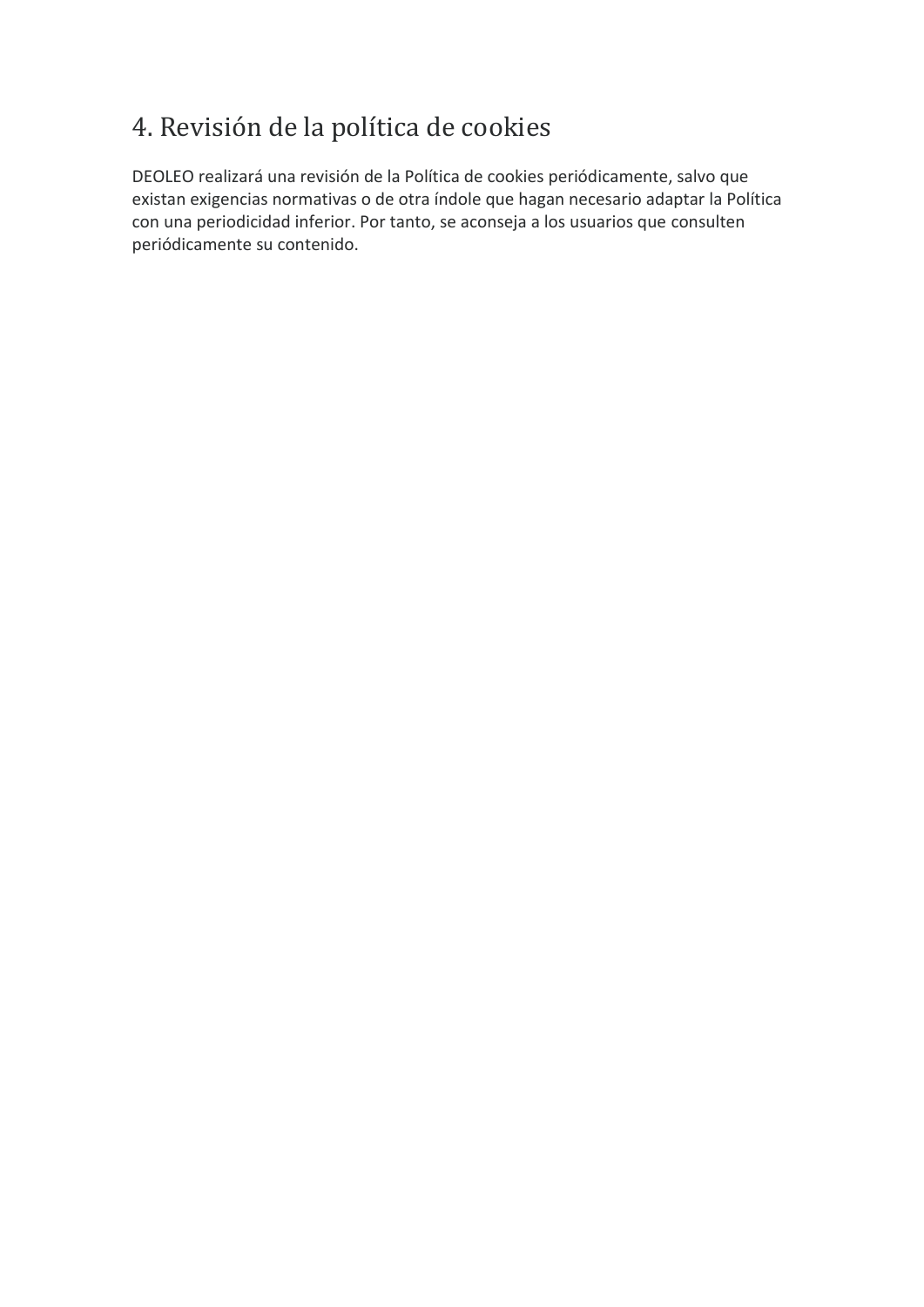# 4. Revisión de la política de cookies

DEOLEO realizará una revisión de la Política de cookies periódicamente, salvo que existan exigencias normativas o de otra índole que hagan necesario adaptar la Política con una periodicidad inferior. Por tanto, se aconseja a los usuarios que consulten periódicamente su contenido.